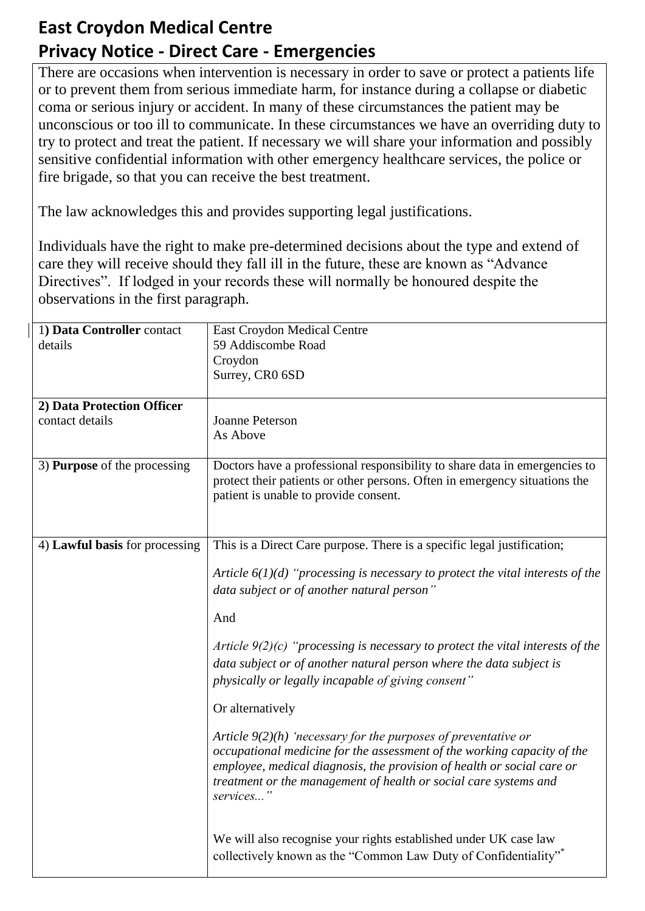# East Croydon Medical Centre
# Privacy Notice - Direct Care - Emergencies

There are occasions when intervention is necessary in order to save or protect a patients life or to prevent them from serious immediate harm, for instance during a collapse or diabetic coma or serious injury or accident. In many of these circumstances the patient may be unconscious or too ill to communicate. In these circumstances we have an overriding duty to try to protect and treat the patient. If necessary we will share your information and possibly sensitive confidential information with other emergency healthcare services, the police or fire brigade, so that you can receive the best treatment.

The law acknowledges this and provides supporting legal justifications.

Individuals have the right to make pre-determined decisions about the type and extend of care they will receive should they fall ill in the future, these are known as "Advance Directives". If lodged in your records these will normally be honoured despite the observations in the first paragraph.

| | |
|---|---|
| 1) **Data Controller** contact details | East Croydon Medical Centre<br>59 Addiscombe Road<br>Croydon<br>Surrey, CR0 6SD |
| **2) Data Protection Officer** contact details | Joanne Peterson<br>As Above |
| 3) **Purpose** of the processing | Doctors have a professional responsibility to share data in emergencies to protect their patients or other persons. Often in emergency situations the patient is unable to provide consent. |
| 4) **Lawful basis** for processing | This is a Direct Care purpose. There is a specific legal justification;<br><br>*Article 6(1)(d) "processing is necessary to protect the vital interests of the data subject or of another natural person"*<br><br>And<br><br>*Article 9(2)(c) "processing is necessary to protect the vital interests of the data subject or of another natural person where the data subject is physically or legally incapable of giving consent"*<br><br>Or alternatively<br><br>*Article 9(2)(h) 'necessary for the purposes of preventative or occupational medicine for the assessment of the working capacity of the employee, medical diagnosis, the provision of health or social care or treatment or the management of health or social care systems and services..."*<br><br>We will also recognise your rights established under UK case law collectively known as the "Common Law Duty of Confidentiality"* |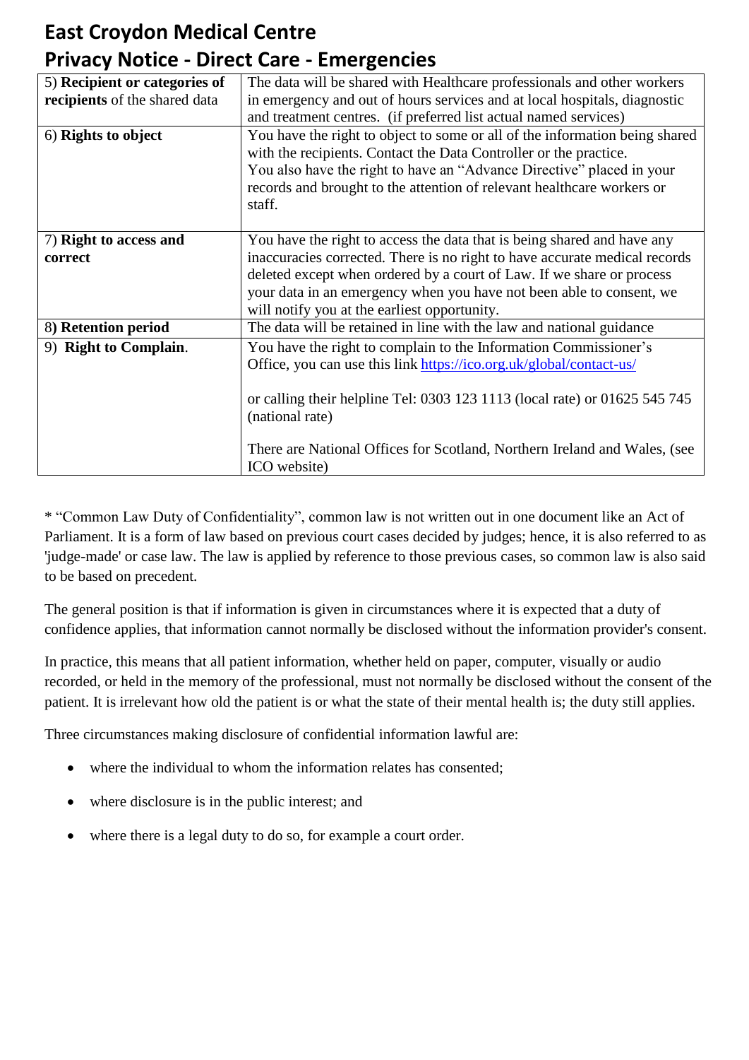# East Croydon Medical Centre
## Privacy Notice - Direct Care - Emergencies

| | |
|---|---|
| 5) **Recipient or categories of recipients** of the shared data | The data will be shared with Healthcare professionals and other workers in emergency and out of hours services and at local hospitals, diagnostic and treatment centres. (if preferred list actual named services) |
| 6) **Rights to object** | You have the right to object to some or all of the information being shared with the recipients. Contact the Data Controller or the practice.<br>You also have the right to have an "Advance Directive" placed in your records and brought to the attention of relevant healthcare workers or staff. |
| 7) **Right to access and correct** | You have the right to access the data that is being shared and have any inaccuracies corrected. There is no right to have accurate medical records deleted except when ordered by a court of Law. If we share or process your data in an emergency when you have not been able to consent, we will notify you at the earliest opportunity. |
| 8**) Retention period** | The data will be retained in line with the law and national guidance |
| 9) **Right to Complain**. | You have the right to complain to the Information Commissioner's Office, you can use this link https://ico.org.uk/global/contact-us/<br><br>or calling their helpline Tel: 0303 123 1113 (local rate) or 01625 545 745 (national rate)<br><br>There are National Offices for Scotland, Northern Ireland and Wales, (see ICO website) |

* "Common Law Duty of Confidentiality", common law is not written out in one document like an Act of Parliament. It is a form of law based on previous court cases decided by judges; hence, it is also referred to as 'judge-made' or case law. The law is applied by reference to those previous cases, so common law is also said to be based on precedent.

The general position is that if information is given in circumstances where it is expected that a duty of confidence applies, that information cannot normally be disclosed without the information provider's consent.

In practice, this means that all patient information, whether held on paper, computer, visually or audio recorded, or held in the memory of the professional, must not normally be disclosed without the consent of the patient. It is irrelevant how old the patient is or what the state of their mental health is; the duty still applies.

Three circumstances making disclosure of confidential information lawful are:

- where the individual to whom the information relates has consented;
- where disclosure is in the public interest; and
- where there is a legal duty to do so, for example a court order.